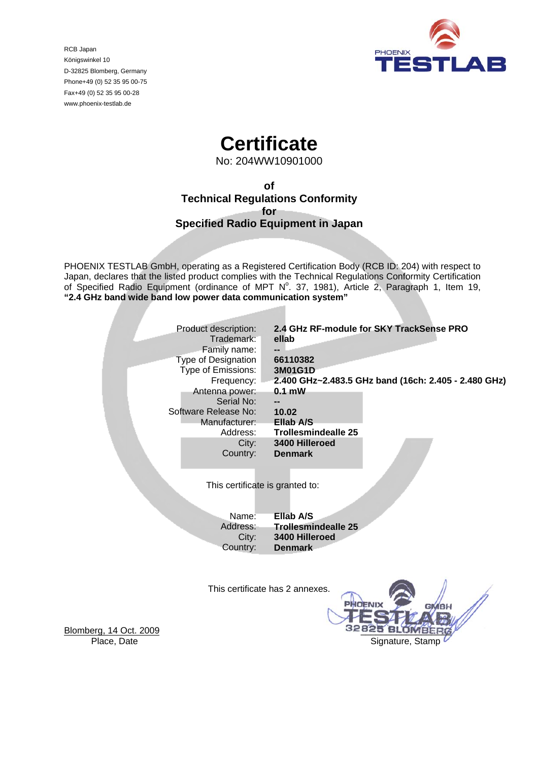RCB Japan
Königswinkel 10
D-32825 Blomberg, Germany
Phone+49 (0) 52 35 95 00-75
Fax+49 (0) 52 35 95 00-28
www.phoenix-testlab.de

PHOENIX TESTLAB

# Certificate

No: 204WW10901000

**of**
**Technical Regulations Conformity**
**for**
**Specified Radio Equipment in Japan**

PHOENIX TESTLAB GmbH, operating as a Registered Certification Body (RCB ID: 204) with respect to Japan, declares that the listed product complies with the Technical Regulations Conformity Certification of Specified Radio Equipment (ordinance of MPT N$^{o}$. 37, 1981), Article 2, Paragraph 1, Item 19, **"2.4 GHz band wide band low power data communication system"**

| | |
|---|---|
| Product description: | **2.4 GHz RF-module for SKY TrackSense PRO** |
| Trademark: | **ellab** |
| Family name: | **--** |
| Type of Designation | **66110382** |
| Type of Emissions: | **3M01G1D** |
| Frequency: | **2.400 GHz~2.483.5 GHz band (16ch: 2.405 - 2.480 GHz)** |
| Antenna power: | **0.1 mW** |
| Serial No: | **--** |
| Software Release No: | **10.02** |
| Manufacturer: | **Ellab A/S** |
| Address: | **Trollesmindealle 25** |
| City: | **3400 Hilleroed** |
| Country: | **Denmark** |

This certificate is granted to:

| | |
|---|---|
| Name: | **Ellab A/S** |
| Address: | **Trollesmindealle 25** |
| City: | **3400 Hilleroed** |
| Country: | **Denmark** |

This certificate has 2 annexes.

Blomberg, 14 Oct. 2009
Place, Date

PHOENIX TESTLAB GMBH 32825 BLOMBERG
Signature, Stamp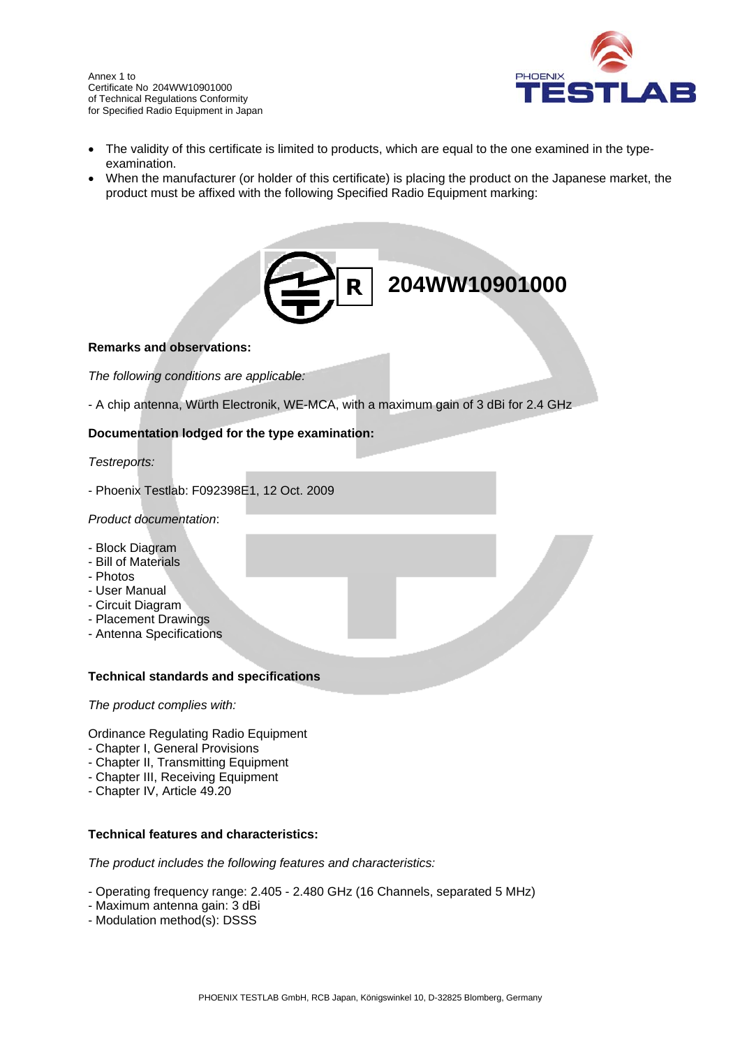Annex 1 to
Certificate No 204WW10901000
of Technical Regulations Conformity
for Specified Radio Equipment in Japan

- The validity of this certificate is limited to products, which are equal to the one examined in the type-examination.
- When the manufacturer (or holder of this certificate) is placing the product on the Japanese market, the product must be affixed with the following Specified Radio Equipment marking:

R **204WW10901000**

**Remarks and observations:**

*The following conditions are applicable:*

- A chip antenna, Würth Electronik, WE-MCA, with a maximum gain of 3 dBi for 2.4 GHz

**Documentation lodged for the type examination:**

*Testreports:*

- Phoenix Testlab: F092398E1, 12 Oct. 2009

*Product documentation*:

- Block Diagram
- Bill of Materials
- Photos
- User Manual
- Circuit Diagram
- Placement Drawings
- Antenna Specifications

**Technical standards and specifications**

*The product complies with:*

Ordinance Regulating Radio Equipment
- Chapter I, General Provisions
- Chapter II, Transmitting Equipment
- Chapter III, Receiving Equipment
- Chapter IV, Article 49.20

**Technical features and characteristics:**

*The product includes the following features and characteristics:*

- Operating frequency range: 2.405 - 2.480 GHz (16 Channels, separated 5 MHz)
- Maximum antenna gain: 3 dBi
- Modulation method(s): DSSS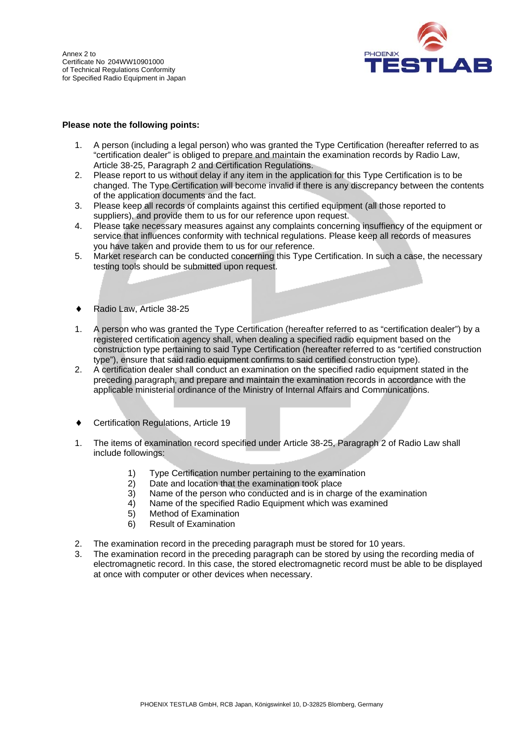Annex 2 to
Certificate No 204WW10901000
of Technical Regulations Conformity
for Specified Radio Equipment in Japan

**Please note the following points:**

1. A person (including a legal person) who was granted the Type Certification (hereafter referred to as "certification dealer" is obliged to prepare and maintain the examination records by Radio Law, Article 38-25, Paragraph 2 and Certification Regulations.
2. Please report to us without delay if any item in the application for this Type Certification is to be changed. The Type Certification will become invalid if there is any discrepancy between the contents of the application documents and the fact.
3. Please keep all records of complaints against this certified equipment (all those reported to suppliers), and provide them to us for our reference upon request.
4. Please take necessary measures against any complaints concerning insuffiency of the equipment or service that influences conformity with technical regulations. Please keep all records of measures you have taken and provide them to us for our reference.
5. Market research can be conducted concerning this Type Certification. In such a case, the necessary testing tools should be submitted upon request.

- Radio Law, Article 38-25

1. A person who was granted the Type Certification (hereafter referred to as "certification dealer") by a registered certification agency shall, when dealing a specified radio equipment based on the construction type pertaining to said Type Certification (hereafter referred to as "certified construction type"), ensure that said radio equipment confirms to said certified construction type).
2. A certification dealer shall conduct an examination on the specified radio equipment stated in the preceding paragraph, and prepare and maintain the examination records in accordance with the applicable ministerial ordinance of the Ministry of Internal Affairs and Communications.

- Certification Regulations, Article 19

1. The items of examination record specified under Article 38-25, Paragraph 2 of Radio Law shall include followings:

    1) Type Certification number pertaining to the examination
    2) Date and location that the examination took place
    3) Name of the person who conducted and is in charge of the examination
    4) Name of the specified Radio Equipment which was examined
    5) Method of Examination
    6) Result of Examination

2. The examination record in the preceding paragraph must be stored for 10 years.
3. The examination record in the preceding paragraph can be stored by using the recording media of electromagnetic record. In this case, the stored electromagnetic record must be able to be displayed at once with computer or other devices when necessary.

PHOENIX TESTLAB GmbH, RCB Japan, Königswinkel 10, D-32825 Blomberg, Germany